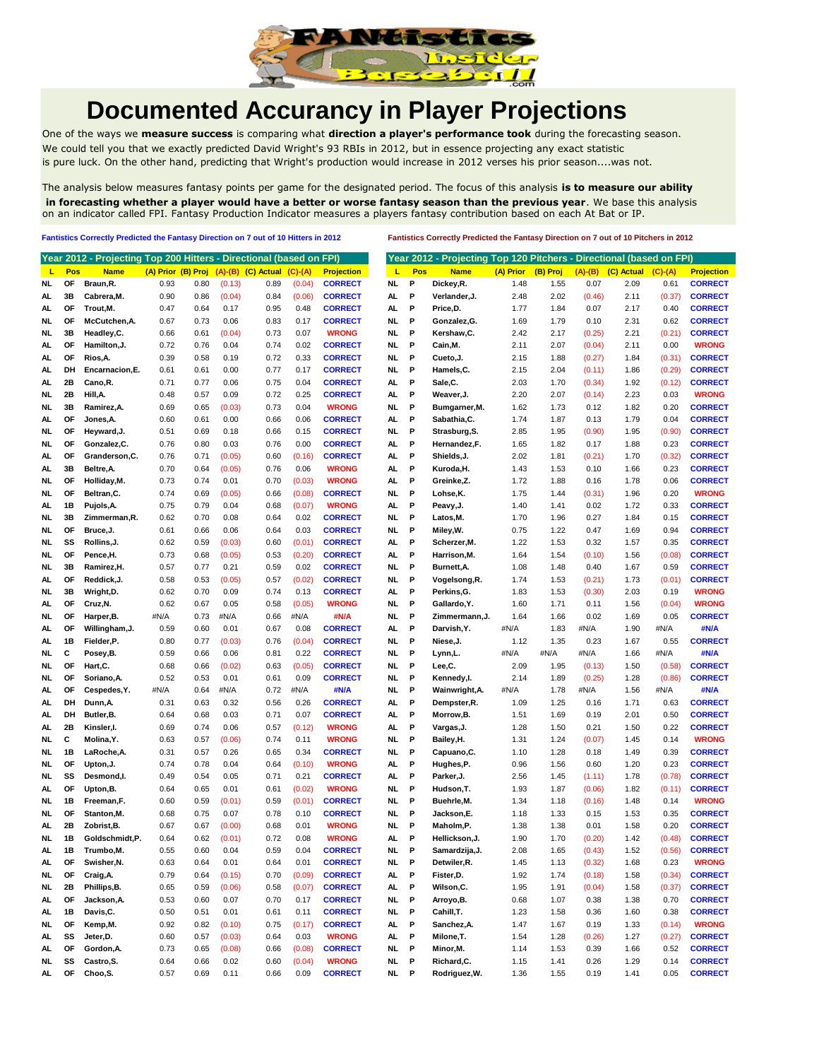# Documented Accurancy in Player Projections

One of the ways we **measure success** is comparing what **direction a player's performance took** during the forecasting season. We could tell you that we exactly predicted David Wright's 93 RBIs in 2012, but in essence projecting any exact statistic is pure luck. On the other hand, predicting that Wright's production would increase in 2012 verses his prior season....was not.

The analysis below measures fantasy points per game for the designated period. The focus of this analysis **is to measure our ability in forecasting whether a player would have a better or worse fantasy season than the previous year**. We base this analysis on an indicator called FPI. Fantasy Production Indicator measures a players fantasy contribution based on each At Bat or IP.

Fantistics Correctly Predicted the Fantasy Direction on 7 out of 10 Hitters in 2012

Fantistics Correctly Predicted the Fantasy Direction on 7 out of 10 Pitchers in 2012

**Year 2012 - Projecting Top 200 Hitters - Directional (based on FPI)**

| L | Pos | Name | (A) Prior | (B) Proj | (A)-(B) | (C) Actual | (C)-(A) | Projection |
|---|---|---|---|---|---|---|---|---|
| NL | OF | Braun,R. | 0.93 | 0.80 | (0.13) | 0.89 | (0.04) | CORRECT |
| AL | 3B | Cabrera,M. | 0.90 | 0.86 | (0.04) | 0.84 | (0.06) | CORRECT |
| AL | OF | Trout,M. | 0.47 | 0.64 | 0.17 | 0.95 | 0.48 | CORRECT |
| NL | OF | McCutchen,A. | 0.67 | 0.73 | 0.06 | 0.83 | 0.17 | CORRECT |
| NL | 3B | Headley,C. | 0.66 | 0.61 | (0.04) | 0.73 | 0.07 | WRONG |
| AL | OF | Hamilton,J. | 0.72 | 0.76 | 0.04 | 0.74 | 0.02 | CORRECT |
| AL | OF | Rios,A. | 0.39 | 0.58 | 0.19 | 0.72 | 0.33 | CORRECT |
| AL | DH | Encarnacion,E. | 0.61 | 0.61 | 0.00 | 0.77 | 0.17 | CORRECT |
| AL | 2B | Cano,R. | 0.71 | 0.77 | 0.06 | 0.75 | 0.04 | CORRECT |
| NL | 2B | Hill,A. | 0.48 | 0.57 | 0.09 | 0.72 | 0.25 | CORRECT |
| NL | 3B | Ramirez,A. | 0.69 | 0.65 | (0.03) | 0.73 | 0.04 | WRONG |
| AL | OF | Jones,A. | 0.60 | 0.61 | 0.00 | 0.66 | 0.06 | CORRECT |
| NL | OF | Heyward,J. | 0.51 | 0.69 | 0.18 | 0.66 | 0.15 | CORRECT |
| NL | OF | Gonzalez,C. | 0.76 | 0.80 | 0.03 | 0.76 | 0.00 | CORRECT |
| AL | OF | Granderson,C. | 0.76 | 0.71 | (0.05) | 0.60 | (0.16) | CORRECT |
| AL | 3B | Beltre,A. | 0.70 | 0.64 | (0.05) | 0.76 | 0.06 | WRONG |
| NL | OF | Holliday,M. | 0.73 | 0.74 | 0.01 | 0.70 | (0.03) | WRONG |
| NL | OF | Beltran,C. | 0.74 | 0.69 | (0.05) | 0.66 | (0.08) | CORRECT |
| AL | 1B | Pujols,A. | 0.75 | 0.79 | 0.04 | 0.68 | (0.07) | WRONG |
| NL | 3B | Zimmerman,R. | 0.62 | 0.70 | 0.08 | 0.64 | 0.02 | CORRECT |
| NL | OF | Bruce,J. | 0.61 | 0.66 | 0.06 | 0.64 | 0.03 | CORRECT |
| NL | SS | Rollins,J. | 0.62 | 0.59 | (0.03) | 0.60 | (0.01) | CORRECT |
| NL | OF | Pence,H. | 0.73 | 0.68 | (0.05) | 0.53 | (0.20) | CORRECT |
| NL | 3B | Ramirez,H. | 0.57 | 0.77 | 0.21 | 0.59 | 0.02 | CORRECT |
| AL | OF | Reddick,J. | 0.58 | 0.53 | (0.05) | 0.57 | (0.02) | CORRECT |
| NL | 3B | Wright,D. | 0.62 | 0.70 | 0.09 | 0.74 | 0.13 | CORRECT |
| AL | OF | Cruz,N. | 0.62 | 0.67 | 0.05 | 0.58 | (0.05) | WRONG |
| NL | OF | Harper,B. | #N/A | 0.73 | #N/A | 0.66 | #N/A | #N/A |
| AL | OF | Willingham,J. | 0.59 | 0.60 | 0.01 | 0.67 | 0.08 | CORRECT |
| AL | 1B | Fielder,P. | 0.80 | 0.77 | (0.03) | 0.76 | (0.04) | CORRECT |
| NL | C | Posey,B. | 0.59 | 0.66 | 0.06 | 0.81 | 0.22 | CORRECT |
| NL | OF | Hart,C. | 0.68 | 0.66 | (0.02) | 0.63 | (0.05) | CORRECT |
| NL | OF | Soriano,A. | 0.52 | 0.53 | 0.01 | 0.61 | 0.09 | CORRECT |
| AL | OF | Cespedes,Y. | #N/A | 0.64 | #N/A | 0.72 | #N/A | #N/A |
| AL | DH | Dunn,A. | 0.31 | 0.63 | 0.32 | 0.56 | 0.26 | CORRECT |
| AL | DH | Butler,B. | 0.64 | 0.68 | 0.03 | 0.71 | 0.07 | CORRECT |
| AL | 2B | Kinsler,I. | 0.69 | 0.74 | 0.06 | 0.57 | (0.12) | WRONG |
| NL | C | Molina,Y. | 0.63 | 0.57 | (0.06) | 0.74 | 0.11 | WRONG |
| NL | 1B | LaRoche,A. | 0.31 | 0.57 | 0.26 | 0.65 | 0.34 | CORRECT |
| NL | OF | Upton,J. | 0.74 | 0.78 | 0.04 | 0.64 | (0.10) | WRONG |
| NL | SS | Desmond,I. | 0.49 | 0.54 | 0.05 | 0.71 | 0.21 | CORRECT |
| AL | OF | Upton,B. | 0.64 | 0.65 | 0.01 | 0.61 | (0.02) | WRONG |
| NL | 1B | Freeman,F. | 0.60 | 0.59 | (0.01) | 0.59 | (0.01) | CORRECT |
| NL | OF | Stanton,M. | 0.68 | 0.75 | 0.07 | 0.78 | 0.10 | CORRECT |
| AL | 2B | Zobrist,B. | 0.67 | 0.67 | (0.00) | 0.68 | 0.01 | WRONG |
| NL | 1B | Goldschmidt,P. | 0.64 | 0.62 | (0.01) | 0.72 | 0.08 | WRONG |
| AL | 1B | Trumbo,M. | 0.55 | 0.60 | 0.04 | 0.59 | 0.04 | CORRECT |
| AL | OF | Swisher,N. | 0.63 | 0.64 | 0.01 | 0.64 | 0.01 | CORRECT |
| NL | OF | Craig,A. | 0.79 | 0.64 | (0.15) | 0.70 | (0.09) | CORRECT |
| NL | 2B | Phillips,B. | 0.65 | 0.59 | (0.06) | 0.58 | (0.07) | CORRECT |
| AL | OF | Jackson,A. | 0.53 | 0.60 | 0.07 | 0.70 | 0.17 | CORRECT |
| AL | 1B | Davis,C. | 0.50 | 0.51 | 0.01 | 0.61 | 0.11 | CORRECT |
| NL | OF | Kemp,M. | 0.92 | 0.82 | (0.10) | 0.75 | (0.17) | CORRECT |
| AL | SS | Jeter,D. | 0.60 | 0.57 | (0.03) | 0.64 | 0.03 | WRONG |
| AL | OF | Gordon,A. | 0.73 | 0.65 | (0.08) | 0.66 | (0.08) | CORRECT |
| NL | SS | Castro,S. | 0.64 | 0.66 | 0.02 | 0.60 | (0.04) | WRONG |
| AL | OF | Choo,S. | 0.57 | 0.69 | 0.11 | 0.66 | 0.09 | CORRECT |

**Year 2012 - Projecting Top 120 Pitchers - Directional (based on FPI)**

| L | Pos | Name | (A) Prior | (B) Proj | (A)-(B) | (C) Actual | (C)-(A) | Projection |
|---|---|---|---|---|---|---|---|---|
| NL | P | Dickey,R. | 1.48 | 1.55 | 0.07 | 2.09 | 0.61 | CORRECT |
| AL | P | Verlander,J. | 2.48 | 2.02 | (0.46) | 2.11 | (0.37) | CORRECT |
| AL | P | Price,D. | 1.77 | 1.84 | 0.07 | 2.17 | 0.40 | CORRECT |
| NL | P | Gonzalez,G. | 1.69 | 1.79 | 0.10 | 2.31 | 0.62 | CORRECT |
| NL | P | Kershaw,C. | 2.42 | 2.17 | (0.25) | 2.21 | (0.21) | CORRECT |
| NL | P | Cain,M. | 2.11 | 2.07 | (0.04) | 2.11 | 0.00 | WRONG |
| NL | P | Cueto,J. | 2.15 | 1.88 | (0.27) | 1.84 | (0.31) | CORRECT |
| NL | P | Hamels,C. | 2.15 | 2.04 | (0.11) | 1.86 | (0.29) | CORRECT |
| AL | P | Sale,C. | 2.03 | 1.70 | (0.34) | 1.92 | (0.12) | CORRECT |
| AL | P | Weaver,J. | 2.20 | 2.07 | (0.14) | 2.23 | 0.03 | WRONG |
| NL | P | Bumgarner,M. | 1.62 | 1.73 | 0.12 | 1.82 | 0.20 | CORRECT |
| AL | P | Sabathia,C. | 1.74 | 1.87 | 0.13 | 1.79 | 0.04 | CORRECT |
| NL | P | Strasburg,S. | 2.85 | 1.95 | (0.90) | 1.95 | (0.90) | CORRECT |
| AL | P | Hernandez,F. | 1.65 | 1.82 | 0.17 | 1.88 | 0.23 | CORRECT |
| AL | P | Shields,J. | 2.02 | 1.81 | (0.21) | 1.70 | (0.32) | CORRECT |
| AL | P | Kuroda,H. | 1.43 | 1.53 | 0.10 | 1.66 | 0.23 | CORRECT |
| AL | P | Greinke,Z. | 1.72 | 1.88 | 0.16 | 1.78 | 0.06 | CORRECT |
| NL | P | Lohse,K. | 1.75 | 1.44 | (0.31) | 1.96 | 0.20 | WRONG |
| AL | P | Peavy,J. | 1.40 | 1.41 | 0.02 | 1.72 | 0.33 | CORRECT |
| NL | P | Latos,M. | 1.70 | 1.96 | 0.27 | 1.84 | 0.15 | CORRECT |
| NL | P | Miley,W. | 0.75 | 1.22 | 0.47 | 1.69 | 0.94 | CORRECT |
| AL | P | Scherzer,M. | 1.22 | 1.53 | 0.32 | 1.57 | 0.35 | CORRECT |
| AL | P | Harrison,M. | 1.64 | 1.54 | (0.10) | 1.56 | (0.08) | CORRECT |
| NL | P | Burnett,A. | 1.08 | 1.48 | 0.40 | 1.67 | 0.59 | CORRECT |
| NL | P | Vogelsong,R. | 1.74 | 1.53 | (0.21) | 1.73 | (0.01) | CORRECT |
| AL | P | Perkins,G. | 1.83 | 1.53 | (0.30) | 2.03 | 0.19 | WRONG |
| NL | P | Gallardo,Y. | 1.60 | 1.71 | 0.11 | 1.56 | (0.04) | WRONG |
| NL | P | Zimmermann,J. | 1.64 | 1.66 | 0.02 | 1.69 | 0.05 | CORRECT |
| AL | P | Darvish,Y. | #N/A | 1.83 | #N/A | 1.90 | #N/A | #N/A |
| NL | P | Niese,J. | 1.12 | 1.35 | 0.23 | 1.67 | 0.55 | CORRECT |
| NL | P | Lynn,L. | #N/A | #N/A | #N/A | 1.66 | #N/A | #N/A |
| NL | P | Lee,C. | 2.09 | 1.95 | (0.13) | 1.50 | (0.58) | CORRECT |
| NL | P | Kennedy,I. | 2.14 | 1.89 | (0.25) | 1.28 | (0.86) | CORRECT |
| NL | P | Wainwright,A. | #N/A | 1.78 | #N/A | 1.56 | #N/A | #N/A |
| AL | P | Dempster,R. | 1.09 | 1.25 | 0.16 | 1.71 | 0.63 | CORRECT |
| AL | P | Morrow,B. | 1.51 | 1.69 | 0.19 | 2.01 | 0.50 | CORRECT |
| AL | P | Vargas,J. | 1.28 | 1.50 | 0.21 | 1.50 | 0.22 | CORRECT |
| NL | P | Bailey,H. | 1.31 | 1.24 | (0.07) | 1.45 | 0.14 | WRONG |
| NL | P | Capuano,C. | 1.10 | 1.28 | 0.18 | 1.49 | 0.39 | CORRECT |
| AL | P | Hughes,P. | 0.96 | 1.56 | 0.60 | 1.20 | 0.23 | CORRECT |
| AL | P | Parker,J. | 2.56 | 1.45 | (1.11) | 1.78 | (0.78) | CORRECT |
| NL | P | Hudson,T. | 1.93 | 1.87 | (0.06) | 1.82 | (0.11) | CORRECT |
| NL | P | Buehrle,M. | 1.34 | 1.18 | (0.16) | 1.48 | 0.14 | WRONG |
| NL | P | Jackson,E. | 1.18 | 1.33 | 0.15 | 1.53 | 0.35 | CORRECT |
| NL | P | Maholm,P. | 1.38 | 1.38 | 0.01 | 1.58 | 0.20 | CORRECT |
| AL | P | Hellickson,J. | 1.90 | 1.70 | (0.20) | 1.42 | (0.48) | CORRECT |
| NL | P | Samardzija,J. | 2.08 | 1.65 | (0.43) | 1.52 | (0.56) | CORRECT |
| NL | P | Detwiler,R. | 1.45 | 1.13 | (0.32) | 1.68 | 0.23 | WRONG |
| AL | P | Fister,D. | 1.92 | 1.74 | (0.18) | 1.58 | (0.34) | CORRECT |
| AL | P | Wilson,C. | 1.95 | 1.91 | (0.04) | 1.58 | (0.37) | CORRECT |
| NL | P | Arroyo,B. | 0.68 | 1.07 | 0.38 | 1.38 | 0.70 | CORRECT |
| NL | P | Cahill,T. | 1.23 | 1.58 | 0.36 | 1.60 | 0.38 | CORRECT |
| AL | P | Sanchez,A. | 1.47 | 1.67 | 0.19 | 1.33 | (0.14) | WRONG |
| AL | P | Milone,T. | 1.54 | 1.28 | (0.26) | 1.27 | (0.27) | CORRECT |
| NL | P | Minor,M. | 1.14 | 1.53 | 0.39 | 1.66 | 0.52 | CORRECT |
| NL | P | Richard,C. | 1.15 | 1.41 | 0.26 | 1.29 | 0.14 | CORRECT |
| NL | P | Rodriguez,W. | 1.36 | 1.55 | 0.19 | 1.41 | 0.05 | CORRECT |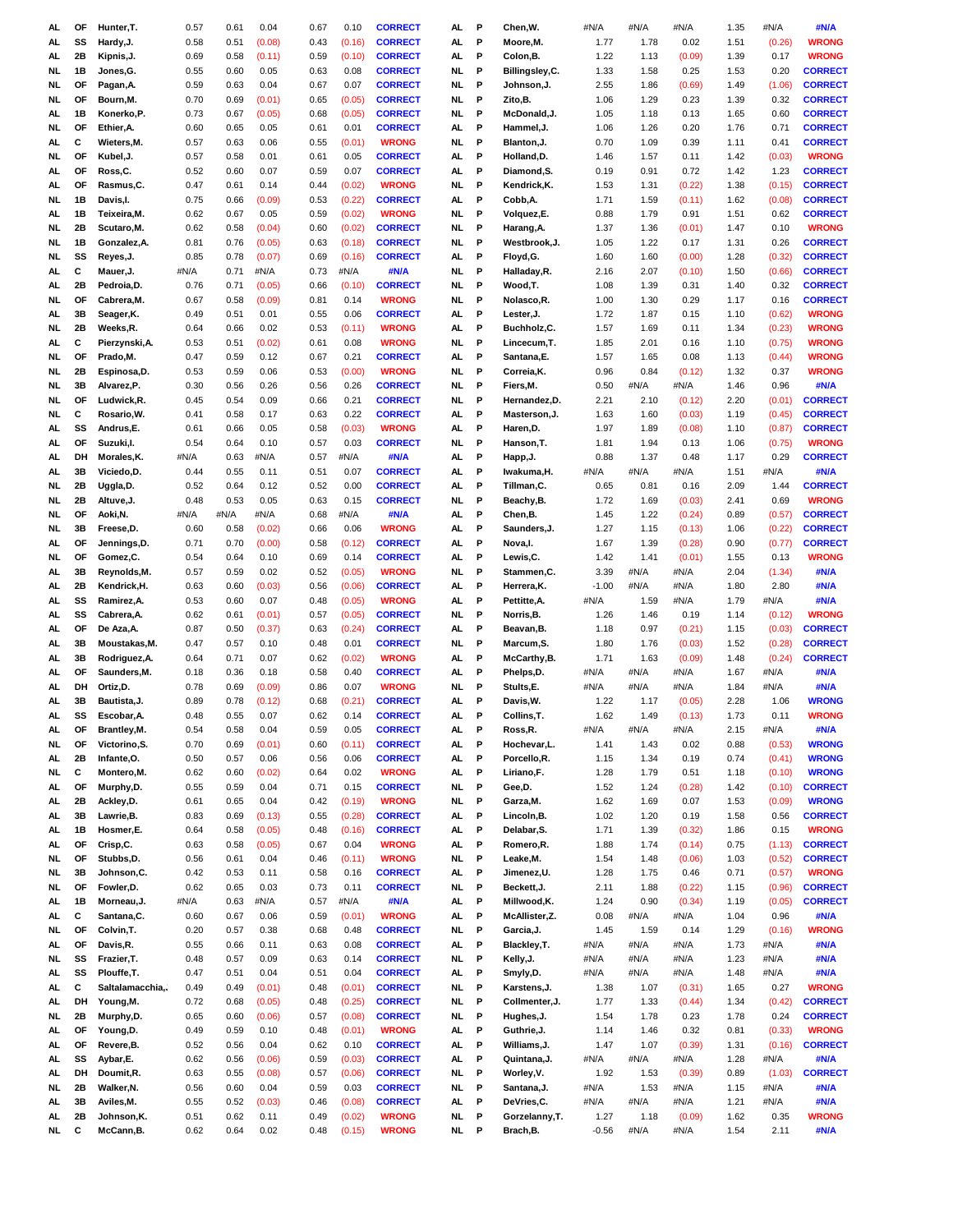| | | | | | | | | | | | | | | | | | | |
|---|---|---|---|---|---|---|---|---|---|---|---|---|---|---|---|---|---|---|
| AL | OF | Hunter,T. | 0.57 | 0.61 | 0.04 | 0.67 | 0.10 | CORRECT | AL | P | Chen,W. | #N/A | #N/A | #N/A | 1.35 | #N/A | #N/A |
| AL | SS | Hardy,J. | 0.58 | 0.51 | (0.08) | 0.43 | (0.16) | CORRECT | AL | P | Moore,M. | 1.77 | 1.78 | 0.02 | 1.51 | (0.26) | WRONG |
| AL | 2B | Kipnis,J. | 0.69 | 0.58 | (0.11) | 0.59 | (0.10) | CORRECT | AL | P | Colon,B. | 1.22 | 1.13 | (0.09) | 1.39 | 0.17 | WRONG |
| NL | 1B | Jones,G. | 0.55 | 0.60 | 0.05 | 0.63 | 0.08 | CORRECT | NL | P | Billingsley,C. | 1.33 | 1.58 | 0.25 | 1.53 | 0.20 | CORRECT |
| NL | OF | Pagan,A. | 0.59 | 0.63 | 0.04 | 0.67 | 0.07 | CORRECT | NL | P | Johnson,J. | 2.55 | 1.86 | (0.69) | 1.49 | (1.06) | CORRECT |
| NL | OF | Bourn,M. | 0.70 | 0.69 | (0.01) | 0.65 | (0.05) | CORRECT | NL | P | Zito,B. | 1.06 | 1.29 | 0.23 | 1.39 | 0.32 | CORRECT |
| AL | 1B | Konerko,P. | 0.73 | 0.67 | (0.05) | 0.68 | (0.05) | CORRECT | NL | P | McDonald,J. | 1.05 | 1.18 | 0.13 | 1.65 | 0.60 | CORRECT |
| NL | OF | Ethier,A. | 0.60 | 0.65 | 0.05 | 0.61 | 0.01 | CORRECT | AL | P | Hammel,J. | 1.06 | 1.26 | 0.20 | 1.76 | 0.71 | CORRECT |
| AL | C | Wieters,M. | 0.57 | 0.63 | 0.06 | 0.55 | (0.01) | WRONG | NL | P | Blanton,J. | 0.70 | 1.09 | 0.39 | 1.11 | 0.41 | CORRECT |
| NL | OF | Kubel,J. | 0.57 | 0.58 | 0.01 | 0.61 | 0.05 | CORRECT | AL | P | Holland,D. | 1.46 | 1.57 | 0.11 | 1.42 | (0.03) | WRONG |
| AL | OF | Ross,C. | 0.52 | 0.60 | 0.07 | 0.59 | 0.07 | CORRECT | AL | P | Diamond,S. | 0.19 | 0.91 | 0.72 | 1.42 | 1.23 | CORRECT |
| AL | OF | Rasmus,C. | 0.47 | 0.61 | 0.14 | 0.44 | (0.02) | WRONG | NL | P | Kendrick,K. | 1.53 | 1.31 | (0.22) | 1.38 | (0.15) | CORRECT |
| NL | 1B | Davis,I. | 0.75 | 0.66 | (0.09) | 0.53 | (0.22) | CORRECT | AL | P | Cobb,A. | 1.71 | 1.59 | (0.11) | 1.62 | (0.08) | CORRECT |
| AL | 1B | Teixeira,M. | 0.62 | 0.67 | 0.05 | 0.59 | (0.02) | WRONG | NL | P | Volquez,E. | 0.88 | 1.79 | 0.91 | 1.51 | 0.62 | CORRECT |
| NL | 2B | Scutaro,M. | 0.62 | 0.58 | (0.04) | 0.60 | (0.02) | CORRECT | NL | P | Harang,A. | 1.37 | 1.36 | (0.01) | 1.47 | 0.10 | WRONG |
| NL | 1B | Gonzalez,A. | 0.81 | 0.76 | (0.05) | 0.63 | (0.18) | CORRECT | NL | P | Westbrook,J. | 1.05 | 1.22 | 0.17 | 1.31 | 0.26 | CORRECT |
| NL | SS | Reyes,J. | 0.85 | 0.78 | (0.07) | 0.69 | (0.16) | CORRECT | AL | P | Floyd,G. | 1.60 | 1.60 | (0.00) | 1.28 | (0.32) | CORRECT |
| AL | C | Mauer,J. | #N/A | 0.71 | #N/A | 0.73 | #N/A | #N/A | NL | P | Halladay,R. | 2.16 | 2.07 | (0.10) | 1.50 | (0.66) | CORRECT |
| AL | 2B | Pedroia,D. | 0.76 | 0.71 | (0.05) | 0.66 | (0.10) | CORRECT | NL | P | Wood,T. | 1.08 | 1.39 | 0.31 | 1.40 | 0.32 | CORRECT |
| NL | OF | Cabrera,M. | 0.67 | 0.58 | (0.09) | 0.81 | 0.14 | WRONG | NL | P | Nolasco,R. | 1.00 | 1.30 | 0.29 | 1.17 | 0.16 | CORRECT |
| AL | 3B | Seager,K. | 0.49 | 0.51 | 0.01 | 0.55 | 0.06 | CORRECT | AL | P | Lester,J. | 1.72 | 1.87 | 0.15 | 1.10 | (0.62) | WRONG |
| NL | 2B | Weeks,R. | 0.64 | 0.66 | 0.02 | 0.53 | (0.11) | WRONG | AL | P | Buchholz,C. | 1.57 | 1.69 | 0.11 | 1.34 | (0.23) | WRONG |
| AL | C | Pierzynski,A. | 0.53 | 0.51 | (0.02) | 0.61 | 0.08 | WRONG | NL | P | Lincecum,T. | 1.85 | 2.01 | 0.16 | 1.10 | (0.75) | WRONG |
| NL | OF | Prado,M. | 0.47 | 0.59 | 0.12 | 0.67 | 0.21 | CORRECT | AL | P | Santana,E. | 1.57 | 1.65 | 0.08 | 1.13 | (0.44) | WRONG |
| NL | 2B | Espinosa,D. | 0.53 | 0.59 | 0.06 | 0.53 | (0.00) | WRONG | NL | P | Correia,K. | 0.96 | 0.84 | (0.12) | 1.32 | 0.37 | WRONG |
| NL | 3B | Alvarez,P. | 0.30 | 0.56 | 0.26 | 0.56 | 0.26 | CORRECT | NL | P | Fiers,M. | 0.50 | #N/A | #N/A | 1.46 | 0.96 | #N/A |
| NL | OF | Ludwick,R. | 0.45 | 0.54 | 0.09 | 0.66 | 0.21 | CORRECT | NL | P | Hernandez,D. | 2.21 | 2.10 | (0.12) | 2.20 | (0.01) | CORRECT |
| NL | C | Rosario,W. | 0.41 | 0.58 | 0.17 | 0.63 | 0.22 | CORRECT | AL | P | Masterson,J. | 1.63 | 1.60 | (0.03) | 1.19 | (0.45) | CORRECT |
| AL | SS | Andrus,E. | 0.61 | 0.66 | 0.05 | 0.58 | (0.03) | WRONG | AL | P | Haren,D. | 1.97 | 1.89 | (0.08) | 1.10 | (0.87) | CORRECT |
| AL | OF | Suzuki,I. | 0.54 | 0.64 | 0.10 | 0.57 | 0.03 | CORRECT | NL | P | Hanson,T. | 1.81 | 1.94 | 0.13 | 1.06 | (0.75) | WRONG |
| AL | DH | Morales,K. | #N/A | 0.63 | #N/A | 0.57 | #N/A | #N/A | AL | P | Happ,J. | 0.88 | 1.37 | 0.48 | 1.17 | 0.29 | CORRECT |
| AL | 3B | Viciedo,D. | 0.44 | 0.55 | 0.11 | 0.51 | 0.07 | CORRECT | AL | P | Iwakuma,H. | #N/A | #N/A | #N/A | 1.51 | #N/A | #N/A |
| NL | 2B | Uggla,D. | 0.52 | 0.64 | 0.12 | 0.52 | 0.00 | CORRECT | AL | P | Tillman,C. | 0.65 | 0.81 | 0.16 | 2.09 | 1.44 | CORRECT |
| NL | 2B | Altuve,J. | 0.48 | 0.53 | 0.05 | 0.63 | 0.15 | CORRECT | NL | P | Beachy,B. | 1.72 | 1.69 | (0.03) | 2.41 | 0.69 | WRONG |
| NL | OF | Aoki,N. | #N/A | #N/A | #N/A | 0.68 | #N/A | #N/A | AL | P | Chen,B. | 1.45 | 1.22 | (0.24) | 0.89 | (0.57) | CORRECT |
| NL | 3B | Freese,D. | 0.60 | 0.58 | (0.02) | 0.66 | 0.06 | WRONG | AL | P | Saunders,J. | 1.27 | 1.15 | (0.13) | 1.06 | (0.22) | CORRECT |
| AL | OF | Jennings,D. | 0.71 | 0.70 | (0.00) | 0.58 | (0.12) | CORRECT | AL | P | Nova,I. | 1.67 | 1.39 | (0.28) | 0.90 | (0.77) | CORRECT |
| NL | OF | Gomez,C. | 0.54 | 0.64 | 0.10 | 0.69 | 0.14 | CORRECT | AL | P | Lewis,C. | 1.42 | 1.41 | (0.01) | 1.55 | 0.13 | WRONG |
| AL | 3B | Reynolds,M. | 0.57 | 0.59 | 0.02 | 0.52 | (0.05) | WRONG | NL | P | Stammen,C. | 3.39 | #N/A | #N/A | 2.04 | (1.34) | #N/A |
| AL | 2B | Kendrick,H. | 0.63 | 0.60 | (0.03) | 0.56 | (0.06) | CORRECT | AL | P | Herrera,K. | -1.00 | #N/A | #N/A | 1.80 | 2.80 | #N/A |
| AL | SS | Ramirez,A. | 0.53 | 0.60 | 0.07 | 0.48 | (0.05) | WRONG | AL | P | Pettitte,A. | #N/A | 1.59 | #N/A | 1.79 | #N/A | #N/A |
| AL | SS | Cabrera,A. | 0.62 | 0.61 | (0.01) | 0.57 | (0.05) | CORRECT | NL | P | Norris,B. | 1.26 | 1.46 | 0.19 | 1.14 | (0.12) | WRONG |
| AL | OF | De Aza,A. | 0.87 | 0.50 | (0.37) | 0.63 | (0.24) | CORRECT | AL | P | Beavan,B. | 1.18 | 0.97 | (0.21) | 1.15 | (0.03) | CORRECT |
| AL | 3B | Moustakas,M. | 0.47 | 0.57 | 0.10 | 0.48 | 0.01 | CORRECT | NL | P | Marcum,S. | 1.80 | 1.76 | (0.03) | 1.52 | (0.28) | CORRECT |
| AL | 3B | Rodriguez,A. | 0.64 | 0.71 | 0.07 | 0.62 | (0.02) | WRONG | AL | P | McCarthy,B. | 1.71 | 1.63 | (0.09) | 1.48 | (0.24) | CORRECT |
| AL | OF | Saunders,M. | 0.18 | 0.36 | 0.18 | 0.58 | 0.40 | CORRECT | AL | P | Phelps,D. | #N/A | #N/A | #N/A | 1.67 | #N/A | #N/A |
| AL | DH | Ortiz,D. | 0.78 | 0.69 | (0.09) | 0.86 | 0.07 | WRONG | NL | P | Stults,E. | #N/A | #N/A | #N/A | 1.84 | #N/A | #N/A |
| AL | 3B | Bautista,J. | 0.89 | 0.78 | (0.12) | 0.68 | (0.21) | CORRECT | AL | P | Davis,W. | 1.22 | 1.17 | (0.05) | 2.28 | 1.06 | WRONG |
| AL | SS | Escobar,A. | 0.48 | 0.55 | 0.07 | 0.62 | 0.14 | CORRECT | AL | P | Collins,T. | 1.62 | 1.49 | (0.13) | 1.73 | 0.11 | WRONG |
| AL | OF | Brantley,M. | 0.54 | 0.58 | 0.04 | 0.59 | 0.05 | CORRECT | AL | P | Ross,R. | #N/A | #N/A | #N/A | 2.15 | #N/A | #N/A |
| NL | OF | Victorino,S. | 0.70 | 0.69 | (0.01) | 0.60 | (0.11) | CORRECT | AL | P | Hochevar,L. | 1.41 | 1.43 | 0.02 | 0.88 | (0.53) | WRONG |
| AL | 2B | Infante,O. | 0.50 | 0.57 | 0.06 | 0.56 | 0.06 | CORRECT | AL | P | Porcello,R. | 1.15 | 1.34 | 0.19 | 0.74 | (0.41) | WRONG |
| NL | C | Montero,M. | 0.62 | 0.60 | (0.02) | 0.64 | 0.02 | WRONG | AL | P | Liriano,F. | 1.28 | 1.79 | 0.51 | 1.18 | (0.10) | WRONG |
| AL | OF | Murphy,D. | 0.55 | 0.59 | 0.04 | 0.71 | 0.15 | CORRECT | NL | P | Gee,D. | 1.52 | 1.24 | (0.28) | 1.42 | (0.10) | CORRECT |
| AL | 2B | Ackley,D. | 0.61 | 0.65 | 0.04 | 0.42 | (0.19) | WRONG | NL | P | Garza,M. | 1.62 | 1.69 | 0.07 | 1.53 | (0.09) | WRONG |
| AL | 3B | Lawrie,B. | 0.83 | 0.69 | (0.13) | 0.55 | (0.28) | CORRECT | AL | P | Lincoln,B. | 1.02 | 1.20 | 0.19 | 1.58 | 0.56 | CORRECT |
| AL | 1B | Hosmer,E. | 0.64 | 0.58 | (0.05) | 0.48 | (0.16) | CORRECT | AL | P | Delabar,S. | 1.71 | 1.39 | (0.32) | 1.86 | 0.15 | WRONG |
| AL | OF | Crisp,C. | 0.63 | 0.58 | (0.05) | 0.67 | 0.04 | WRONG | AL | P | Romero,R. | 1.88 | 1.74 | (0.14) | 0.75 | (1.13) | CORRECT |
| NL | OF | Stubbs,D. | 0.56 | 0.61 | 0.04 | 0.46 | (0.11) | WRONG | NL | P | Leake,M. | 1.54 | 1.48 | (0.06) | 1.03 | (0.52) | CORRECT |
| NL | 3B | Johnson,C. | 0.42 | 0.53 | 0.11 | 0.58 | 0.16 | CORRECT | AL | P | Jimenez,U. | 1.28 | 1.75 | 0.46 | 0.71 | (0.57) | WRONG |
| NL | OF | Fowler,D. | 0.62 | 0.65 | 0.03 | 0.73 | 0.11 | CORRECT | NL | P | Beckett,J. | 2.11 | 1.88 | (0.22) | 1.15 | (0.96) | CORRECT |
| AL | 1B | Morneau,J. | #N/A | 0.63 | #N/A | 0.57 | #N/A | #N/A | AL | P | Millwood,K. | 1.24 | 0.90 | (0.34) | 1.19 | (0.05) | CORRECT |
| AL | C | Santana,C. | 0.60 | 0.67 | 0.06 | 0.59 | (0.01) | WRONG | AL | P | McAllister,Z. | 0.08 | #N/A | #N/A | 1.04 | 0.96 | #N/A |
| NL | OF | Colvin,T. | 0.20 | 0.57 | 0.38 | 0.68 | 0.48 | CORRECT | NL | P | Garcia,J. | 1.45 | 1.59 | 0.14 | 1.29 | (0.16) | WRONG |
| AL | OF | Davis,R. | 0.55 | 0.66 | 0.11 | 0.63 | 0.08 | CORRECT | AL | P | Blackley,T. | #N/A | #N/A | #N/A | 1.73 | #N/A | #N/A |
| NL | SS | Frazier,T. | 0.48 | 0.57 | 0.09 | 0.63 | 0.14 | CORRECT | NL | P | Kelly,J. | #N/A | #N/A | #N/A | 1.23 | #N/A | #N/A |
| AL | SS | Plouffe,T. | 0.47 | 0.51 | 0.04 | 0.51 | 0.04 | CORRECT | AL | P | Smyly,D. | #N/A | #N/A | #N/A | 1.48 | #N/A | #N/A |
| AL | C | Saltalamacchia,. | 0.49 | 0.49 | (0.01) | 0.48 | (0.01) | CORRECT | NL | P | Karstens,J. | 1.38 | 1.07 | (0.31) | 1.65 | 0.27 | WRONG |
| AL | DH | Young,M. | 0.72 | 0.68 | (0.05) | 0.48 | (0.25) | CORRECT | NL | P | Collmenter,J. | 1.77 | 1.33 | (0.44) | 1.34 | (0.42) | CORRECT |
| NL | 2B | Murphy,D. | 0.65 | 0.60 | (0.06) | 0.57 | (0.08) | CORRECT | NL | P | Hughes,J. | 1.54 | 1.78 | 0.23 | 1.78 | 0.24 | CORRECT |
| AL | OF | Young,D. | 0.49 | 0.59 | 0.10 | 0.48 | (0.01) | WRONG | AL | P | Guthrie,J. | 1.14 | 1.46 | 0.32 | 0.81 | (0.33) | WRONG |
| AL | OF | Revere,B. | 0.52 | 0.56 | 0.04 | 0.62 | 0.10 | CORRECT | AL | P | Williams,J. | 1.47 | 1.07 | (0.39) | 1.31 | (0.16) | CORRECT |
| AL | SS | Aybar,E. | 0.62 | 0.56 | (0.06) | 0.59 | (0.03) | CORRECT | AL | P | Quintana,J. | #N/A | #N/A | #N/A | 1.28 | #N/A | #N/A |
| AL | DH | Doumit,R. | 0.63 | 0.55 | (0.08) | 0.57 | (0.06) | CORRECT | NL | P | Worley,V. | 1.92 | 1.53 | (0.39) | 0.89 | (1.03) | CORRECT |
| NL | 2B | Walker,N. | 0.56 | 0.60 | 0.04 | 0.59 | 0.03 | CORRECT | NL | P | Santana,J. | #N/A | 1.53 | #N/A | 1.15 | #N/A | #N/A |
| AL | 3B | Aviles,M. | 0.55 | 0.52 | (0.03) | 0.46 | (0.08) | CORRECT | AL | P | DeVries,C. | #N/A | #N/A | #N/A | 1.21 | #N/A | #N/A |
| AL | 2B | Johnson,K. | 0.51 | 0.62 | 0.11 | 0.49 | (0.02) | WRONG | NL | P | Gorzelanny,T. | 1.27 | 1.18 | (0.09) | 1.62 | 0.35 | WRONG |
| NL | C | McCann,B. | 0.62 | 0.64 | 0.02 | 0.48 | (0.15) | WRONG | NL | P | Brach,B. | -0.56 | #N/A | #N/A | 1.54 | 2.11 | #N/A |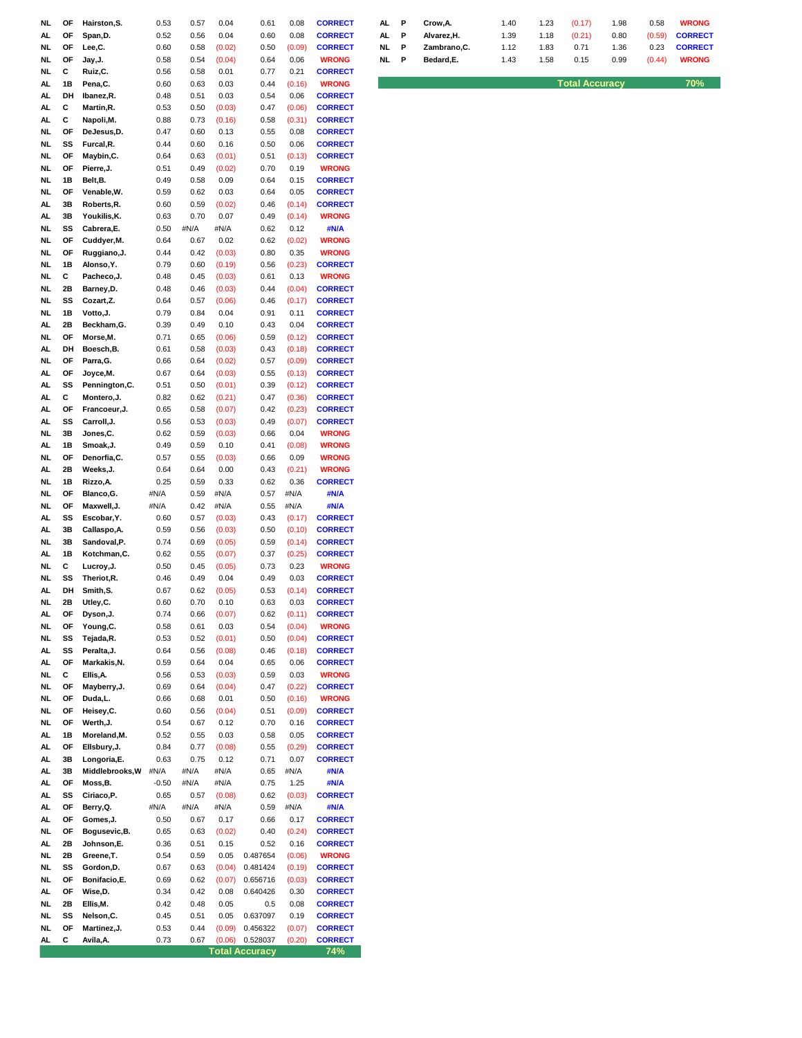| | | | | | | | | |
|---|---|---|---|---|---|---|---|---|
| NL | OF | Hairston,S. | 0.53 | 0.57 | 0.04 | 0.61 | 0.08 | CORRECT |
| AL | OF | Span,D. | 0.52 | 0.56 | 0.04 | 0.60 | 0.08 | CORRECT |
| NL | OF | Lee,C. | 0.60 | 0.58 | (0.02) | 0.50 | (0.09) | CORRECT |
| NL | OF | Jay,J. | 0.58 | 0.54 | (0.04) | 0.64 | 0.06 | WRONG |
| NL | C | Ruiz,C. | 0.56 | 0.58 | 0.01 | 0.77 | 0.21 | CORRECT |
| AL | 1B | Pena,C. | 0.60 | 0.63 | 0.03 | 0.44 | (0.16) | WRONG |
| AL | DH | Ibanez,R. | 0.48 | 0.51 | 0.03 | 0.54 | 0.06 | CORRECT |
| AL | C | Martin,R. | 0.53 | 0.50 | (0.03) | 0.47 | (0.06) | CORRECT |
| AL | C | Napoli,M. | 0.88 | 0.73 | (0.16) | 0.58 | (0.31) | CORRECT |
| NL | OF | DeJesus,D. | 0.47 | 0.60 | 0.13 | 0.55 | 0.08 | CORRECT |
| NL | SS | Furcal,R. | 0.44 | 0.60 | 0.16 | 0.50 | 0.06 | CORRECT |
| NL | OF | Maybin,C. | 0.64 | 0.63 | (0.01) | 0.51 | (0.13) | CORRECT |
| NL | OF | Pierre,J. | 0.51 | 0.49 | (0.02) | 0.70 | 0.19 | WRONG |
| NL | 1B | Belt,B. | 0.49 | 0.58 | 0.09 | 0.64 | 0.15 | CORRECT |
| NL | OF | Venable,W. | 0.59 | 0.62 | 0.03 | 0.64 | 0.05 | CORRECT |
| AL | 3B | Roberts,R. | 0.60 | 0.59 | (0.02) | 0.46 | (0.14) | CORRECT |
| AL | 3B | Youkilis,K. | 0.63 | 0.70 | 0.07 | 0.49 | (0.14) | WRONG |
| NL | SS | Cabrera,E. | 0.50 | #N/A | #N/A | 0.62 | 0.12 | #N/A |
| NL | OF | Cuddyer,M. | 0.64 | 0.67 | 0.02 | 0.62 | (0.02) | WRONG |
| NL | OF | Ruggiano,J. | 0.44 | 0.42 | (0.03) | 0.80 | 0.35 | WRONG |
| NL | 1B | Alonso,Y. | 0.79 | 0.60 | (0.19) | 0.56 | (0.23) | CORRECT |
| NL | C | Pacheco,J. | 0.48 | 0.45 | (0.03) | 0.61 | 0.13 | WRONG |
| NL | 2B | Barney,D. | 0.48 | 0.46 | (0.03) | 0.44 | (0.04) | CORRECT |
| NL | SS | Cozart,Z. | 0.64 | 0.57 | (0.06) | 0.46 | (0.17) | CORRECT |
| NL | 1B | Votto,J. | 0.79 | 0.84 | 0.04 | 0.91 | 0.11 | CORRECT |
| AL | 2B | Beckham,G. | 0.39 | 0.49 | 0.10 | 0.43 | 0.04 | CORRECT |
| NL | OF | Morse,M. | 0.71 | 0.65 | (0.06) | 0.59 | (0.12) | CORRECT |
| AL | DH | Boesch,B. | 0.61 | 0.58 | (0.03) | 0.43 | (0.18) | CORRECT |
| NL | OF | Parra,G. | 0.66 | 0.64 | (0.02) | 0.57 | (0.09) | CORRECT |
| AL | OF | Joyce,M. | 0.67 | 0.64 | (0.03) | 0.55 | (0.13) | CORRECT |
| AL | SS | Pennington,C. | 0.51 | 0.50 | (0.01) | 0.39 | (0.12) | CORRECT |
| AL | C | Montero,J. | 0.82 | 0.62 | (0.21) | 0.47 | (0.36) | CORRECT |
| AL | OF | Francoeur,J. | 0.65 | 0.58 | (0.07) | 0.42 | (0.23) | CORRECT |
| AL | SS | Carroll,J. | 0.56 | 0.53 | (0.03) | 0.49 | (0.07) | CORRECT |
| NL | 3B | Jones,C. | 0.62 | 0.59 | (0.03) | 0.66 | 0.04 | WRONG |
| AL | 1B | Smoak,J. | 0.49 | 0.59 | 0.10 | 0.41 | (0.08) | WRONG |
| NL | OF | Denorfia,C. | 0.57 | 0.55 | (0.03) | 0.66 | 0.09 | WRONG |
| AL | 2B | Weeks,J. | 0.64 | 0.64 | 0.00 | 0.43 | (0.21) | WRONG |
| NL | 1B | Rizzo,A. | 0.25 | 0.59 | 0.33 | 0.62 | 0.36 | CORRECT |
| NL | OF | Blanco,G. | #N/A | 0.59 | #N/A | 0.57 | #N/A | #N/A |
| NL | OF | Maxwell,J. | #N/A | 0.42 | #N/A | 0.55 | #N/A | #N/A |
| AL | SS | Escobar,Y. | 0.60 | 0.57 | (0.03) | 0.43 | (0.17) | CORRECT |
| AL | 3B | Callaspo,A. | 0.59 | 0.56 | (0.03) | 0.50 | (0.10) | CORRECT |
| NL | 3B | Sandoval,P. | 0.74 | 0.69 | (0.05) | 0.59 | (0.14) | CORRECT |
| AL | 1B | Kotchman,C. | 0.62 | 0.55 | (0.07) | 0.37 | (0.25) | CORRECT |
| NL | C | Lucroy,J. | 0.50 | 0.45 | (0.05) | 0.73 | 0.23 | WRONG |
| NL | SS | Theriot,R. | 0.46 | 0.49 | 0.04 | 0.49 | 0.03 | CORRECT |
| AL | DH | Smith,S. | 0.67 | 0.62 | (0.05) | 0.53 | (0.14) | CORRECT |
| NL | 2B | Utley,C. | 0.60 | 0.70 | 0.10 | 0.63 | 0.03 | CORRECT |
| AL | OF | Dyson,J. | 0.74 | 0.66 | (0.07) | 0.62 | (0.11) | CORRECT |
| NL | OF | Young,C. | 0.58 | 0.61 | 0.03 | 0.54 | (0.04) | WRONG |
| NL | SS | Tejada,R. | 0.53 | 0.52 | (0.01) | 0.50 | (0.04) | CORRECT |
| AL | SS | Peralta,J. | 0.64 | 0.56 | (0.08) | 0.46 | (0.18) | CORRECT |
| AL | OF | Markakis,N. | 0.59 | 0.64 | 0.04 | 0.65 | 0.06 | CORRECT |
| NL | C | Ellis,A. | 0.56 | 0.53 | (0.03) | 0.59 | 0.03 | WRONG |
| NL | OF | Mayberry,J. | 0.69 | 0.64 | (0.04) | 0.47 | (0.22) | CORRECT |
| NL | OF | Duda,L. | 0.66 | 0.68 | 0.01 | 0.50 | (0.16) | WRONG |
| NL | OF | Heisey,C. | 0.60 | 0.56 | (0.04) | 0.51 | (0.09) | CORRECT |
| NL | OF | Werth,J. | 0.54 | 0.67 | 0.12 | 0.70 | 0.16 | CORRECT |
| AL | 1B | Moreland,M. | 0.52 | 0.55 | 0.03 | 0.58 | 0.05 | CORRECT |
| AL | OF | Ellsbury,J. | 0.84 | 0.77 | (0.08) | 0.55 | (0.29) | CORRECT |
| AL | 3B | Longoria,E. | 0.63 | 0.75 | 0.12 | 0.71 | 0.07 | CORRECT |
| AL | 3B | Middlebrooks,W | #N/A | #N/A | #N/A | 0.65 | #N/A | #N/A |
| AL | OF | Moss,B. | -0.50 | #N/A | #N/A | 0.75 | 1.25 | #N/A |
| AL | SS | Ciriaco,P. | 0.65 | 0.57 | (0.08) | 0.62 | (0.03) | CORRECT |
| AL | OF | Berry,Q. | #N/A | #N/A | #N/A | 0.59 | #N/A | #N/A |
| AL | OF | Gomes,J. | 0.50 | 0.67 | 0.17 | 0.66 | 0.17 | CORRECT |
| NL | OF | Bogusevic,B. | 0.65 | 0.63 | (0.02) | 0.40 | (0.24) | CORRECT |
| AL | 2B | Johnson,E. | 0.36 | 0.51 | 0.15 | 0.52 | 0.16 | CORRECT |
| NL | 2B | Greene,T. | 0.54 | 0.59 | 0.05 | 0.487654 | (0.06) | WRONG |
| NL | SS | Gordon,D. | 0.67 | 0.63 | (0.04) | 0.481424 | (0.19) | CORRECT |
| NL | OF | Bonifacio,E. | 0.69 | 0.62 | (0.07) | 0.656716 | (0.03) | CORRECT |
| AL | OF | Wise,D. | 0.34 | 0.42 | 0.08 | 0.640426 | 0.30 | CORRECT |
| NL | 2B | Ellis,M. | 0.42 | 0.48 | 0.05 | 0.5 | 0.08 | CORRECT |
| NL | SS | Nelson,C. | 0.45 | 0.51 | 0.05 | 0.637097 | 0.19 | CORRECT |
| NL | OF | Martinez,J. | 0.53 | 0.44 | (0.09) | 0.456322 | (0.07) | CORRECT |
| AL | C | Avila,A. | 0.73 | 0.67 | (0.06) | 0.528037 | (0.20) | CORRECT |
| | | | | | Total Accuracy | | | 74% |

| | | | | | | | | |
|---|---|---|---|---|---|---|---|---|
| AL | P | Crow,A. | 1.40 | 1.23 | (0.17) | 1.98 | 0.58 | WRONG |
| AL | P | Alvarez,H. | 1.39 | 1.18 | (0.21) | 0.80 | (0.59) | CORRECT |
| NL | P | Zambrano,C. | 1.12 | 1.83 | 0.71 | 1.36 | 0.23 | CORRECT |
| NL | P | Bedard,E. | 1.43 | 1.58 | 0.15 | 0.99 | (0.44) | WRONG |
| | | | | | Total Accuracy | | | 70% |